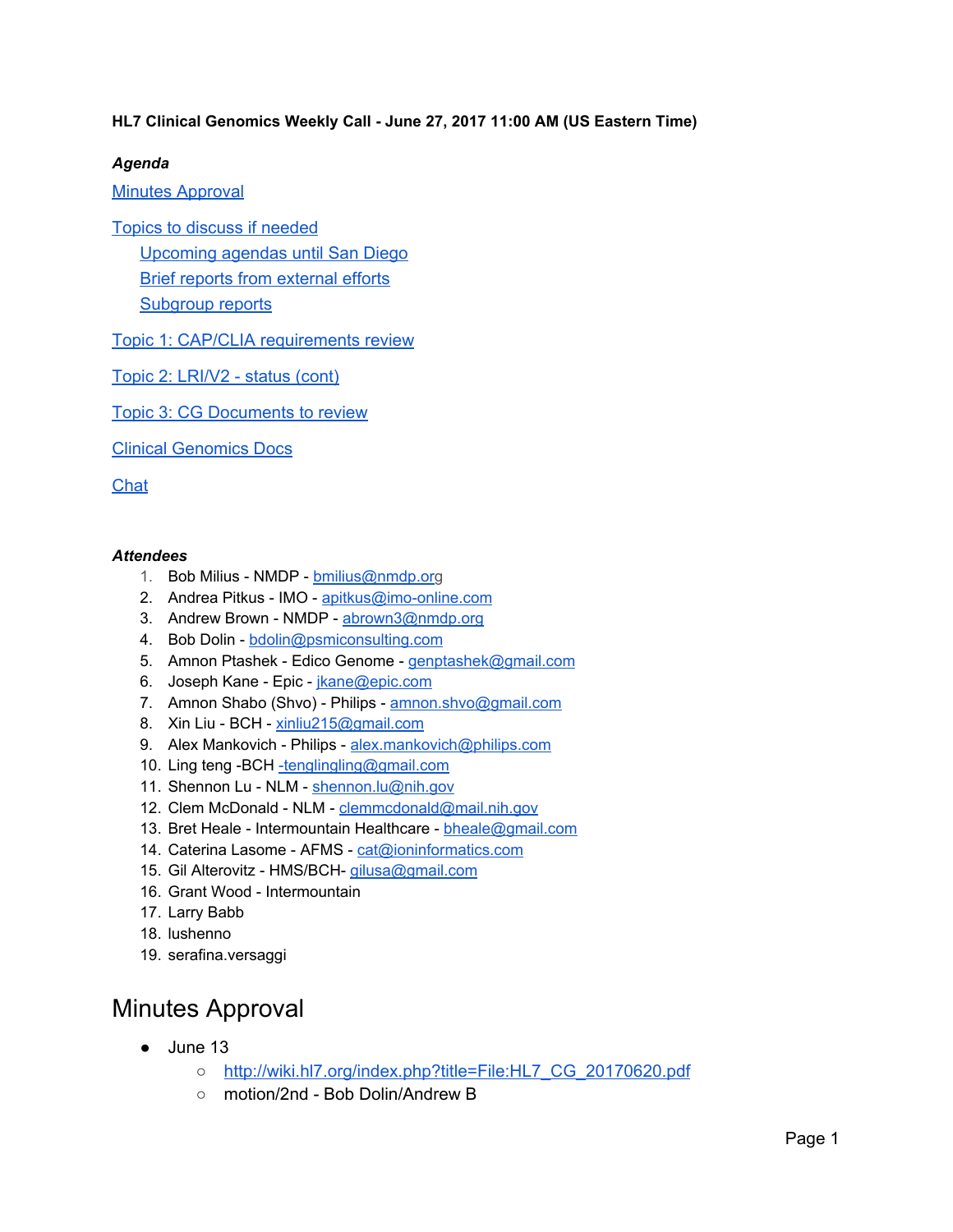**HL7 Clinical Genomics Weekly Call - June 27, 2017 11:00 AM (US Eastern Time)**

***Agenda***

Minutes Approval

Topics to discuss if needed

- Upcoming agendas until San Diego
- Brief reports from external efforts
- Subgroup reports

Topic 1: CAP/CLIA requirements review

Topic 2: LRI/V2 - status (cont)

Topic 3: CG Documents to review

Clinical Genomics Docs

Chat

***Attendees***

1. Bob Milius - NMDP - bmilius@nmdp.org
2. Andrea Pitkus - IMO - apitkus@imo-online.com
3. Andrew Brown - NMDP - abrown3@nmdp.org
4. Bob Dolin - bdolin@psmiconsulting.com
5. Amnon Ptashek - Edico Genome - genptashek@gmail.com
6. Joseph Kane - Epic - jkane@epic.com
7. Amnon Shabo (Shvo) - Philips - amnon.shvo@gmail.com
8. Xin Liu - BCH - xinliu215@gmail.com
9. Alex Mankovich - Philips - alex.mankovich@philips.com
10. Ling teng -BCH -tenglingling@gmail.com
11. Shennon Lu - NLM - shennon.lu@nih.gov
12. Clem McDonald - NLM - clemmcdonald@mail.nih.gov
13. Bret Heale - Intermountain Healthcare - bheale@gmail.com
14. Caterina Lasome - AFMS - cat@ioninformatics.com
15. Gil Alterovitz - HMS/BCH- gilusa@gmail.com
16. Grant Wood - Intermountain
17. Larry Babb
18. lushenno
19. serafina.versaggi

# Minutes Approval

- June 13
  - http://wiki.hl7.org/index.php?title=File:HL7_CG_20170620.pdf
  - motion/2nd - Bob Dolin/Andrew B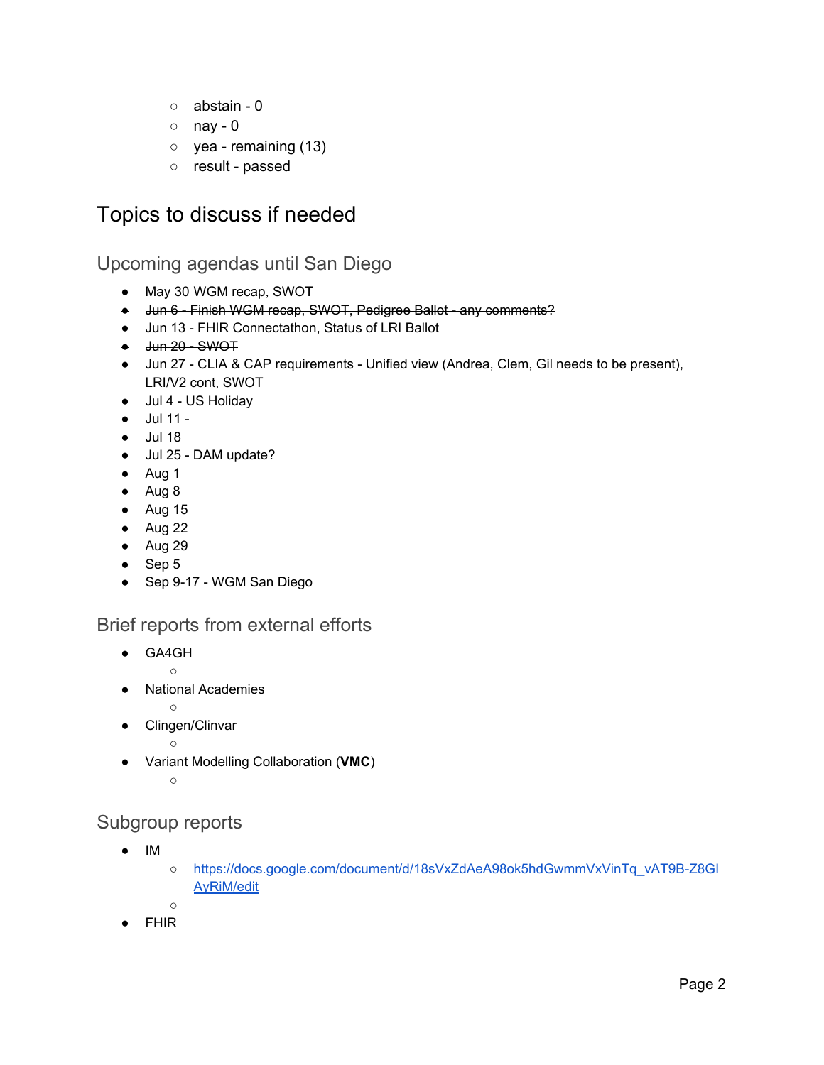- abstain - 0
- nay - 0
- yea - remaining (13)
- result - passed

# Topics to discuss if needed

## Upcoming agendas until San Diego

- ~~May 30 WGM recap, SWOT~~
- ~~Jun 6 - Finish WGM recap, SWOT, Pedigree Ballot - any comments?~~
- ~~Jun 13 - FHIR Connectathon, Status of LRI Ballot~~
- ~~Jun 20 - SWOT~~
- Jun 27 - CLIA & CAP requirements - Unified view (Andrea, Clem, Gil needs to be present), LRI/V2 cont, SWOT
- Jul 4 - US Holiday
- Jul 11 -
- Jul 18
- Jul 25 - DAM update?
- Aug 1
- Aug 8
- Aug 15
- Aug 22
- Aug 29
- Sep 5
- Sep 9-17 - WGM San Diego

## Brief reports from external efforts

- GA4GH
  - 
- National Academies
  - 
- Clingen/Clinvar
  - 
- Variant Modelling Collaboration (**VMC**)
  - 

## Subgroup reports

- IM
  - [https://docs.google.com/document/d/18sVxZdAeA98ok5hdGwmmVxVinTq_vAT9B-Z8GIAyRiM/edit](https://docs.google.com/document/d/18sVxZdAeA98ok5hdGwmmVxVinTq_vAT9B-Z8GIAyRiM/edit)
  - 
- FHIR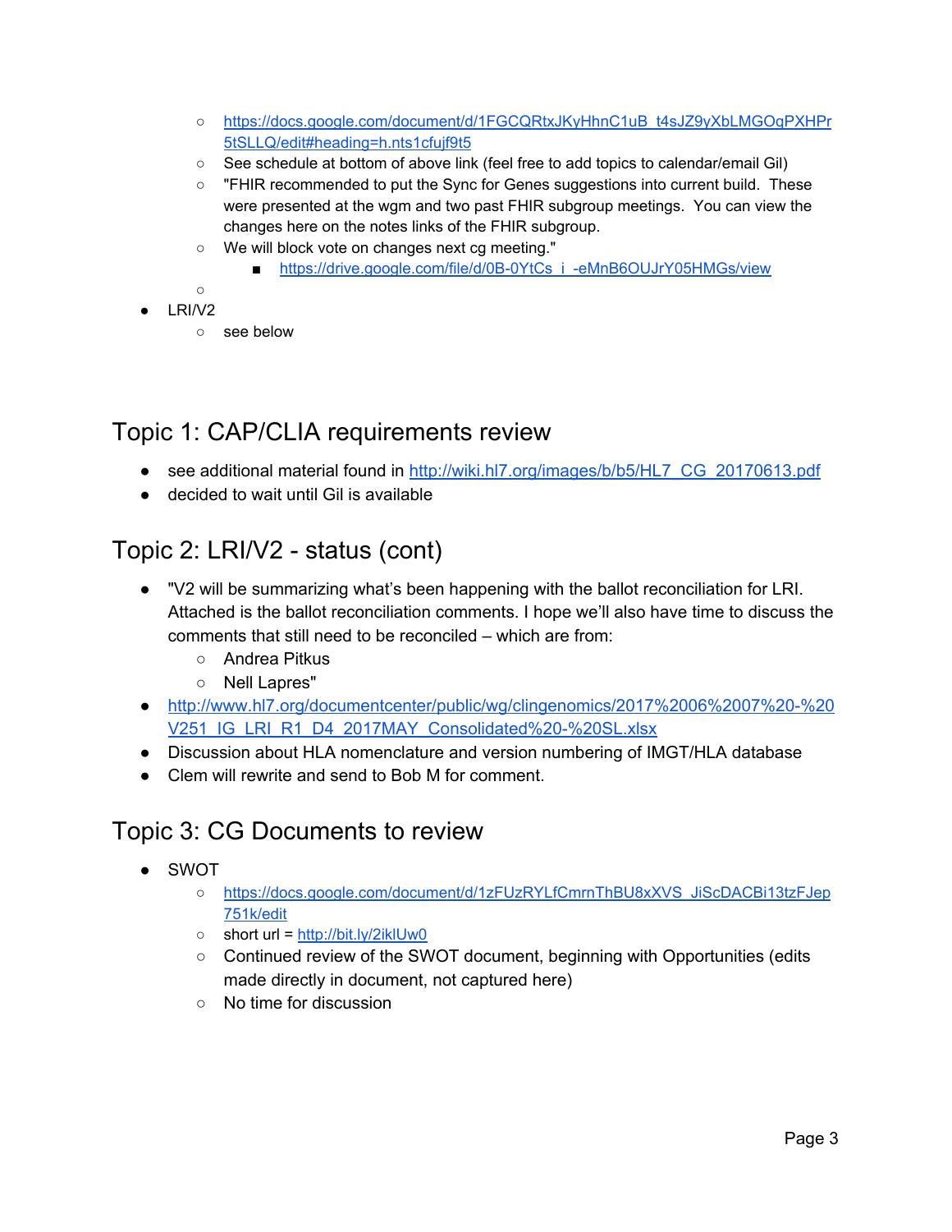- https://docs.google.com/document/d/1FGCQRtxJKyHhnC1uB_t4sJZ9yXbLMGOqPXHPr5tSLLQ/edit#heading=h.nts1cfujf9t5
  - See schedule at bottom of above link (feel free to add topics to calendar/email Gil)
  - "FHIR recommended to put the Sync for Genes suggestions into current build. These were presented at the wgm and two past FHIR subgroup meetings. You can view the changes here on the notes links of the FHIR subgroup.
  - We will block vote on changes next cg meeting."
    - https://drive.google.com/file/d/0B-0YtCs_i_-eMnB6OUJrY05HMGs/view
  - 
- LRI/V2
  - see below

## Topic 1: CAP/CLIA requirements review

- see additional material found in http://wiki.hl7.org/images/b/b5/HL7_CG_20170613.pdf
- decided to wait until Gil is available

## Topic 2: LRI/V2 - status (cont)

- "V2 will be summarizing what's been happening with the ballot reconciliation for LRI. Attached is the ballot reconciliation comments. I hope we'll also have time to discuss the comments that still need to be reconciled – which are from:
  - Andrea Pitkus
  - Nell Lapres"
- http://www.hl7.org/documentcenter/public/wg/clingenomics/2017%2006%2007%20-%20V251_IG_LRI_R1_D4_2017MAY_Consolidated%20-%20SL.xlsx
- Discussion about HLA nomenclature and version numbering of IMGT/HLA database
- Clem will rewrite and send to Bob M for comment.

## Topic 3: CG Documents to review

- SWOT
  - https://docs.google.com/document/d/1zFUzRYLfCmrnThBU8xXVS_JiScDACBi13tzFJep751k/edit
  - short url = http://bit.ly/2iklUw0
  - Continued review of the SWOT document, beginning with Opportunities (edits made directly in document, not captured here)
  - No time for discussion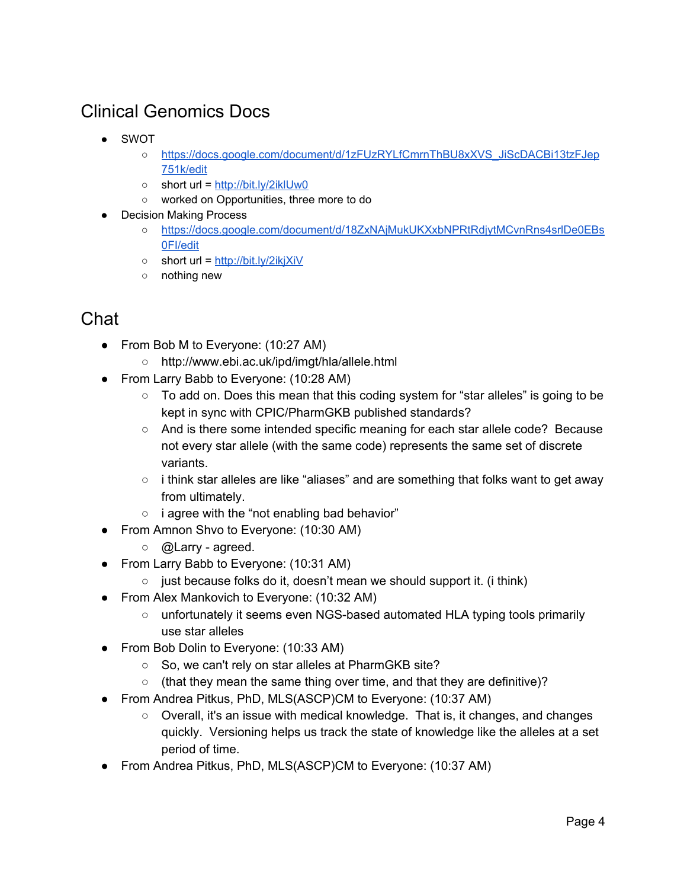## Clinical Genomics Docs

- SWOT
  - https://docs.google.com/document/d/1zFUzRYLfCmrnThBU8xXVS_JiScDACBi13tzFJep751k/edit
  - short url = http://bit.ly/2iklUw0
  - worked on Opportunities, three more to do
- Decision Making Process
  - https://docs.google.com/document/d/18ZxNAjMukUKXxbNPRtRdjytMCvnRns4srlDe0EBs0FI/edit
  - short url = http://bit.ly/2ikjXiV
  - nothing new

## Chat

- From Bob M to Everyone: (10:27 AM)
  - http://www.ebi.ac.uk/ipd/imgt/hla/allele.html
- From Larry Babb to Everyone: (10:28 AM)
  - To add on. Does this mean that this coding system for "star alleles" is going to be kept in sync with CPIC/PharmGKB published standards?
  - And is there some intended specific meaning for each star allele code? Because not every star allele (with the same code) represents the same set of discrete variants.
  - i think star alleles are like "aliases" and are something that folks want to get away from ultimately.
  - i agree with the "not enabling bad behavior"
- From Amnon Shvo to Everyone: (10:30 AM)
  - @Larry - agreed.
- From Larry Babb to Everyone: (10:31 AM)
  - just because folks do it, doesn't mean we should support it. (i think)
- From Alex Mankovich to Everyone: (10:32 AM)
  - unfortunately it seems even NGS-based automated HLA typing tools primarily use star alleles
- From Bob Dolin to Everyone: (10:33 AM)
  - So, we can't rely on star alleles at PharmGKB site?
  - (that they mean the same thing over time, and that they are definitive)?
- From Andrea Pitkus, PhD, MLS(ASCP)CM to Everyone: (10:37 AM)
  - Overall, it's an issue with medical knowledge. That is, it changes, and changes quickly. Versioning helps us track the state of knowledge like the alleles at a set period of time.
- From Andrea Pitkus, PhD, MLS(ASCP)CM to Everyone: (10:37 AM)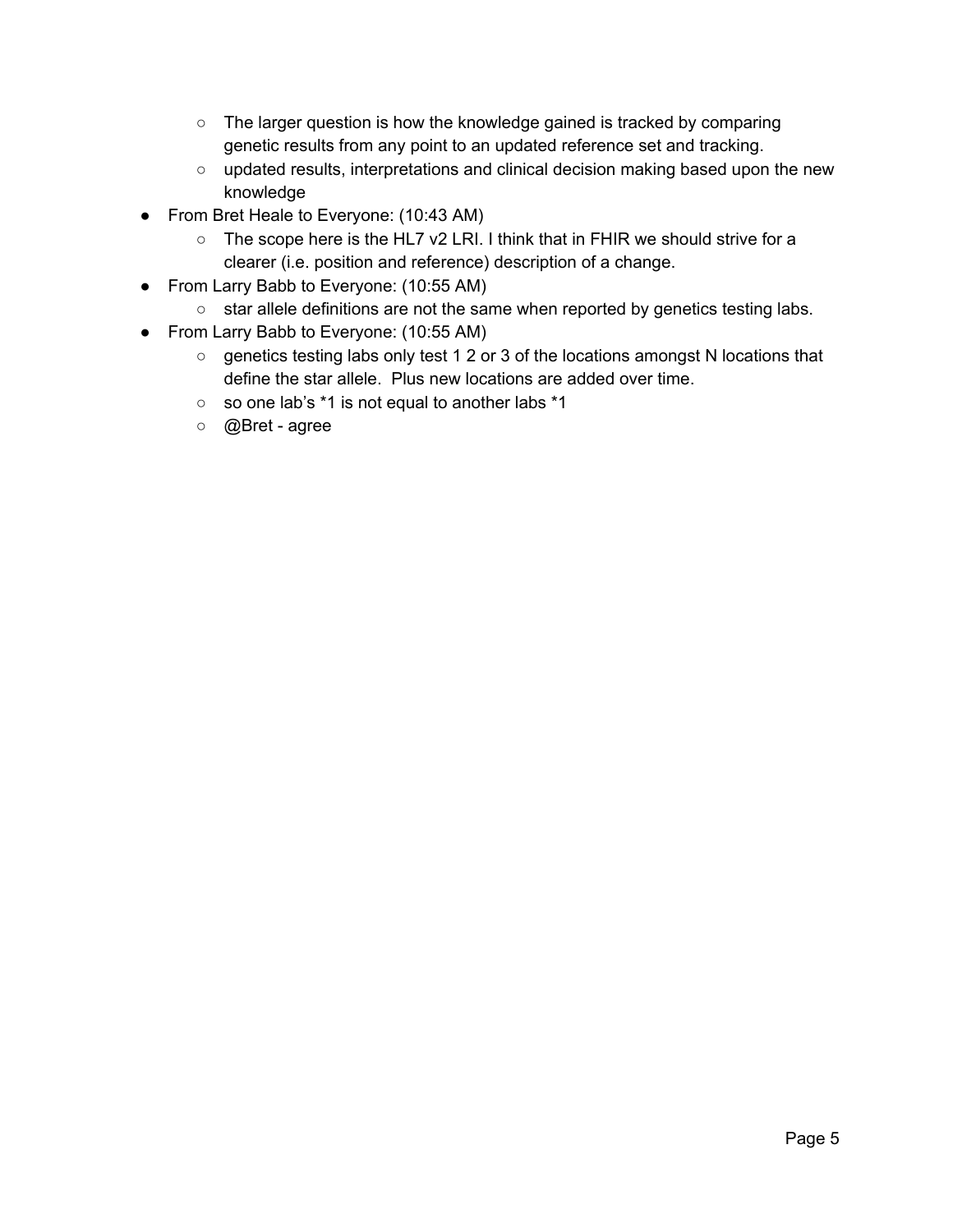- The larger question is how the knowledge gained is tracked by comparing genetic results from any point to an updated reference set and tracking.
  - updated results, interpretations and clinical decision making based upon the new knowledge
- From Bret Heale to Everyone: (10:43 AM)
  - The scope here is the HL7 v2 LRI. I think that in FHIR we should strive for a clearer (i.e. position and reference) description of a change.
- From Larry Babb to Everyone: (10:55 AM)
  - star allele definitions are not the same when reported by genetics testing labs.
- From Larry Babb to Everyone: (10:55 AM)
  - genetics testing labs only test 1 2 or 3 of the locations amongst N locations that define the star allele.  Plus new locations are added over time.
  - so one lab's *1 is not equal to another labs *1
  - @Bret - agree